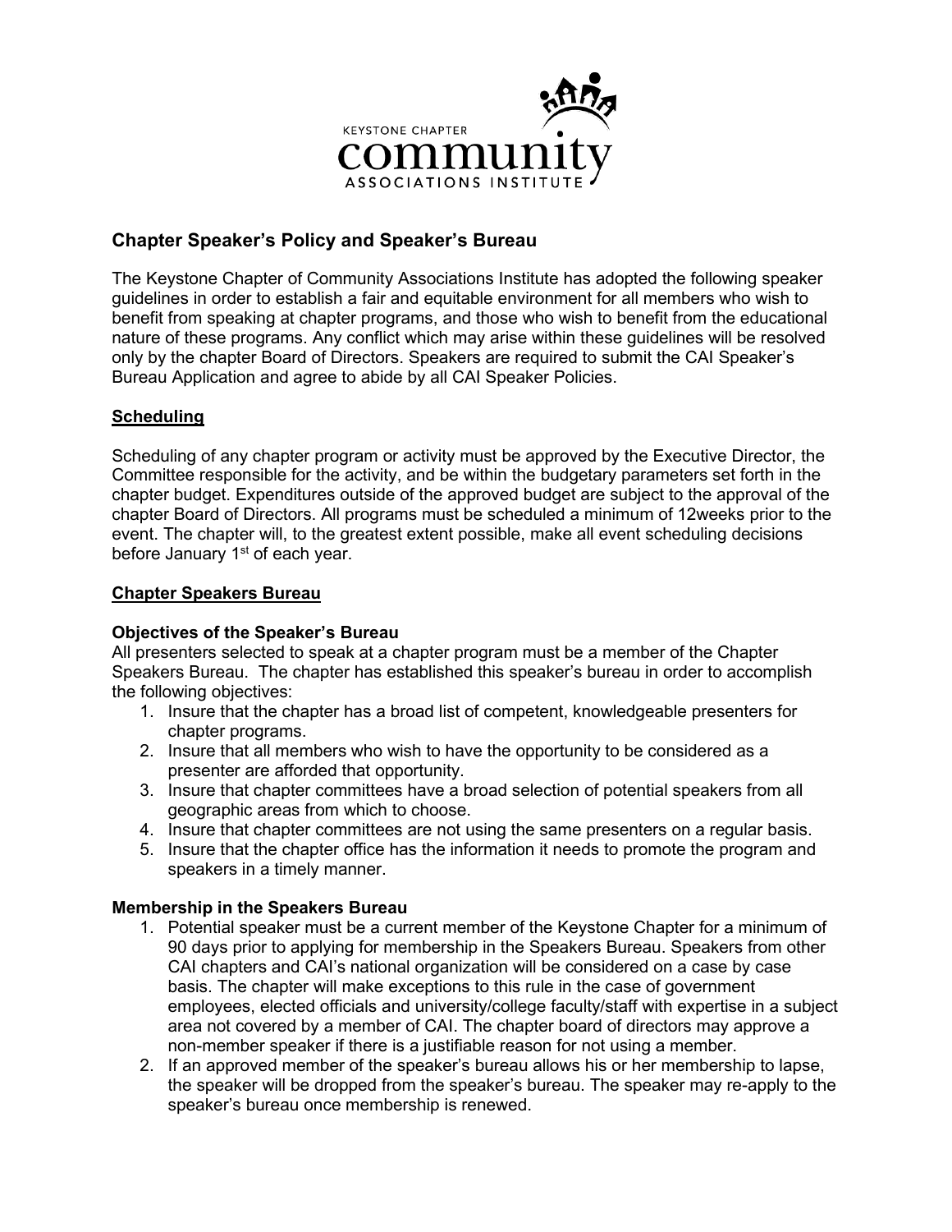KEYSTONE CHAPTER
community
ASSOCIATIONS INSTITUTE

## Chapter Speaker's Policy and Speaker's Bureau

The Keystone Chapter of Community Associations Institute has adopted the following speaker guidelines in order to establish a fair and equitable environment for all members who wish to benefit from speaking at chapter programs, and those who wish to benefit from the educational nature of these programs. Any conflict which may arise within these guidelines will be resolved only by the chapter Board of Directors. Speakers are required to submit the CAI Speaker's Bureau Application and agree to abide by all CAI Speaker Policies.

### Scheduling

Scheduling of any chapter program or activity must be approved by the Executive Director, the Committee responsible for the activity, and be within the budgetary parameters set forth in the chapter budget. Expenditures outside of the approved budget are subject to the approval of the chapter Board of Directors. All programs must be scheduled a minimum of 12weeks prior to the event. The chapter will, to the greatest extent possible, make all event scheduling decisions before January 1st of each year.

### Chapter Speakers Bureau

#### Objectives of the Speaker's Bureau

All presenters selected to speak at a chapter program must be a member of the Chapter Speakers Bureau. The chapter has established this speaker's bureau in order to accomplish the following objectives:

1. Insure that the chapter has a broad list of competent, knowledgeable presenters for chapter programs.
2. Insure that all members who wish to have the opportunity to be considered as a presenter are afforded that opportunity.
3. Insure that chapter committees have a broad selection of potential speakers from all geographic areas from which to choose.
4. Insure that chapter committees are not using the same presenters on a regular basis.
5. Insure that the chapter office has the information it needs to promote the program and speakers in a timely manner.

#### Membership in the Speakers Bureau

1. Potential speaker must be a current member of the Keystone Chapter for a minimum of 90 days prior to applying for membership in the Speakers Bureau. Speakers from other CAI chapters and CAI's national organization will be considered on a case by case basis. The chapter will make exceptions to this rule in the case of government employees, elected officials and university/college faculty/staff with expertise in a subject area not covered by a member of CAI. The chapter board of directors may approve a non-member speaker if there is a justifiable reason for not using a member.
2. If an approved member of the speaker's bureau allows his or her membership to lapse, the speaker will be dropped from the speaker's bureau. The speaker may re-apply to the speaker's bureau once membership is renewed.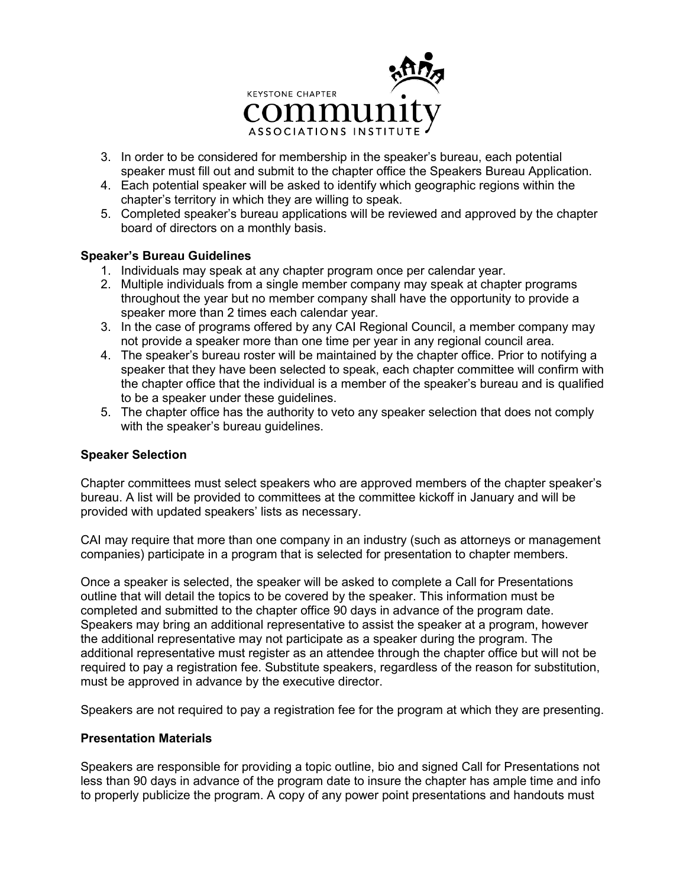3. In order to be considered for membership in the speaker's bureau, each potential speaker must fill out and submit to the chapter office the Speakers Bureau Application.
4. Each potential speaker will be asked to identify which geographic regions within the chapter's territory in which they are willing to speak.
5. Completed speaker's bureau applications will be reviewed and approved by the chapter board of directors on a monthly basis.

**Speaker's Bureau Guidelines**

1. Individuals may speak at any chapter program once per calendar year.
2. Multiple individuals from a single member company may speak at chapter programs throughout the year but no member company shall have the opportunity to provide a speaker more than 2 times each calendar year.
3. In the case of programs offered by any CAI Regional Council, a member company may not provide a speaker more than one time per year in any regional council area.
4. The speaker's bureau roster will be maintained by the chapter office. Prior to notifying a speaker that they have been selected to speak, each chapter committee will confirm with the chapter office that the individual is a member of the speaker's bureau and is qualified to be a speaker under these guidelines.
5. The chapter office has the authority to veto any speaker selection that does not comply with the speaker's bureau guidelines.

**Speaker Selection**

Chapter committees must select speakers who are approved members of the chapter speaker's bureau. A list will be provided to committees at the committee kickoff in January and will be provided with updated speakers' lists as necessary.

CAI may require that more than one company in an industry (such as attorneys or management companies) participate in a program that is selected for presentation to chapter members.

Once a speaker is selected, the speaker will be asked to complete a Call for Presentations outline that will detail the topics to be covered by the speaker. This information must be completed and submitted to the chapter office 90 days in advance of the program date. Speakers may bring an additional representative to assist the speaker at a program, however the additional representative may not participate as a speaker during the program. The additional representative must register as an attendee through the chapter office but will not be required to pay a registration fee. Substitute speakers, regardless of the reason for substitution, must be approved in advance by the executive director.

Speakers are not required to pay a registration fee for the program at which they are presenting.

**Presentation Materials**

Speakers are responsible for providing a topic outline, bio and signed Call for Presentations not less than 90 days in advance of the program date to insure the chapter has ample time and info to properly publicize the program. A copy of any power point presentations and handouts must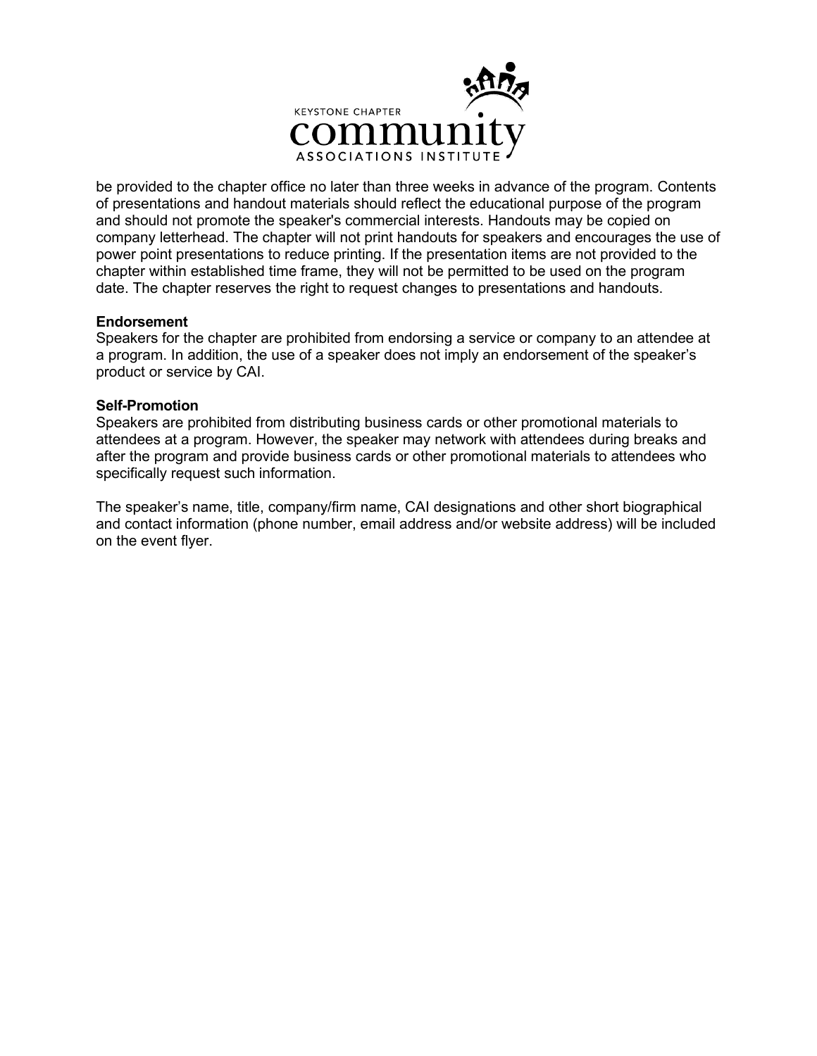be provided to the chapter office no later than three weeks in advance of the program. Contents of presentations and handout materials should reflect the educational purpose of the program and should not promote the speaker's commercial interests. Handouts may be copied on company letterhead. The chapter will not print handouts for speakers and encourages the use of power point presentations to reduce printing. If the presentation items are not provided to the chapter within established time frame, they will not be permitted to be used on the program date. The chapter reserves the right to request changes to presentations and handouts.

**Endorsement**
Speakers for the chapter are prohibited from endorsing a service or company to an attendee at a program. In addition, the use of a speaker does not imply an endorsement of the speaker's product or service by CAI.

**Self-Promotion**
Speakers are prohibited from distributing business cards or other promotional materials to attendees at a program. However, the speaker may network with attendees during breaks and after the program and provide business cards or other promotional materials to attendees who specifically request such information.

The speaker's name, title, company/firm name, CAI designations and other short biographical and contact information (phone number, email address and/or website address) will be included on the event flyer.